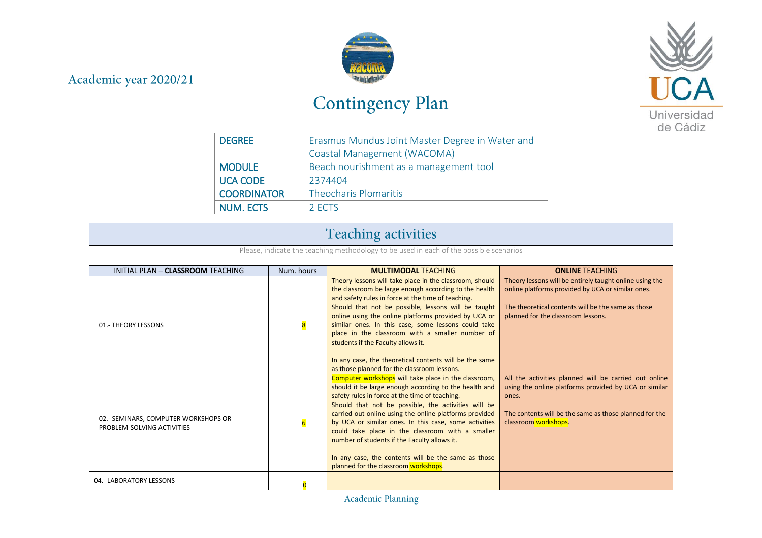Academic year 2020/21

# Contingency Plan

| DEGREE | Erasmus Mundus Joint Master Degree in Water and Coastal Management (WACOMA) |
|---|---|
| MODULE | Beach nourishment as a management tool |
| UCA CODE | 2374404 |
| COORDINATOR | Theocharis Plomaritis |
| NUM. ECTS | 2 ECTS |

## Teaching activities

Please, indicate the teaching methodology to be used in each of the possible scenarios

| INITIAL PLAN – **CLASSROOM** TEACHING | Num. hours | **MULTIMODAL** TEACHING | **ONLINE** TEACHING |
|---|---|---|---|
| 01.- THEORY LESSONS | 8 | Theory lessons will take place in the classroom, should the classroom be large enough according to the health and safety rules in force at the time of teaching.<br>Should that not be possible, lessons will be taught online using the online platforms provided by UCA or similar ones. In this case, some lessons could take place in the classroom with a smaller number of students if the Faculty allows it.<br><br>In any case, the theoretical contents will be the same as those planned for the classroom lessons. | Theory lessons will be entirely taught online using the online platforms provided by UCA or similar ones.<br><br>The theoretical contents will be the same as those planned for the classroom lessons. |
| 02.- SEMINARS, COMPUTER WORKSHOPS OR PROBLEM-SOLVING ACTIVITIES | 6 | Computer workshops will take place in the classroom, should it be large enough according to the health and safety rules in force at the time of teaching.<br>Should that not be possible, the activities will be carried out online using the online platforms provided by UCA or similar ones. In this case, some activities could take place in the classroom with a smaller number of students if the Faculty allows it.<br><br>In any case, the contents will be the same as those planned for the classroom workshops. | All the activities planned will be carried out online using the online platforms provided by UCA or similar ones.<br><br>The contents will be the same as those planned for the classroom workshops. |
| 04.- LABORATORY LESSONS | 0 | | |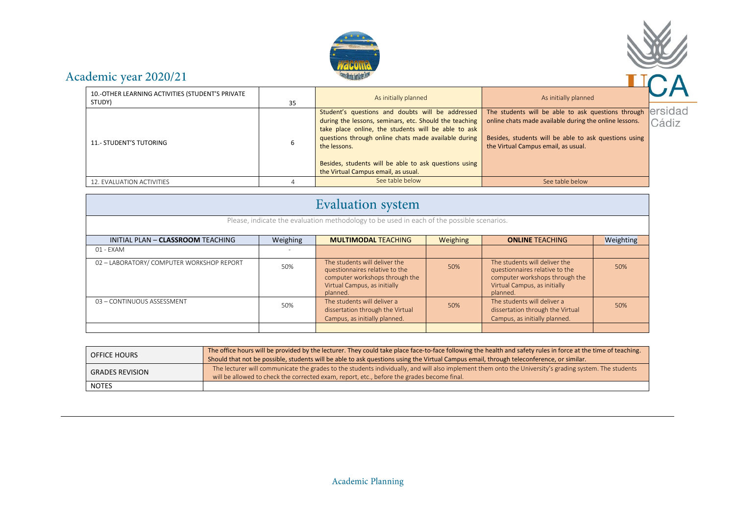# Academic year 2020/21

| | | | |
|---|---|---|---|
| 10.-OTHER LEARNING ACTIVITIES (STUDENT'S PRIVATE STUDY) | 35 | As initially planned | As initially planned |
| 11.- STUDENT'S TUTORING | 6 | Student's questions and doubts will be addressed during the lessons, seminars, etc. Should the teaching take place online, the students will be able to ask questions through online chats made available during the lessons.<br><br>Besides, students will be able to ask questions using the Virtual Campus email, as usual. | The students will be able to ask questions through online chats made available during the online lessons.<br><br>Besides, students will be able to ask questions using the Virtual Campus email, as usual. |
| 12. EVALUATION ACTIVITIES | 4 | See table below | See table below |

## Evaluation system

Please, indicate the evaluation methodology to be used in each of the possible scenarios.

| INITIAL PLAN – **CLASSROOM** TEACHING | Weighing | **MULTIMODAL** TEACHING | Weighing | **ONLINE** TEACHING | Weighting |
|---|---|---|---|---|---|
| 01 - EXAM | - | | | | |
| 02 – LABORATORY/ COMPUTER WORKSHOP REPORT | 50% | The students will deliver the questionnaires relative to the computer workshops through the Virtual Campus, as initially planned. | 50% | The students will deliver the questionnaires relative to the computer workshops through the Virtual Campus, as initially planned. | 50% |
| 03 – CONTINUOUS ASSESSMENT | 50% | The students will deliver a dissertation through the Virtual Campus, as initially planned. | 50% | The students will deliver a dissertation through the Virtual Campus, as initially planned. | 50% |
| | | | | | |

| | |
|---|---|
| OFFICE HOURS | The office hours will be provided by the lecturer. They could take place face-to-face following the health and safety rules in force at the time of teaching. Should that not be possible, students will be able to ask questions using the Virtual Campus email, through teleconference, or similar. |
| GRADES REVISION | The lecturer will communicate the grades to the students individually, and will also implement them onto the University's grading system. The students will be allowed to check the corrected exam, report, etc., before the grades become final. |
| NOTES | |

Academic Planning